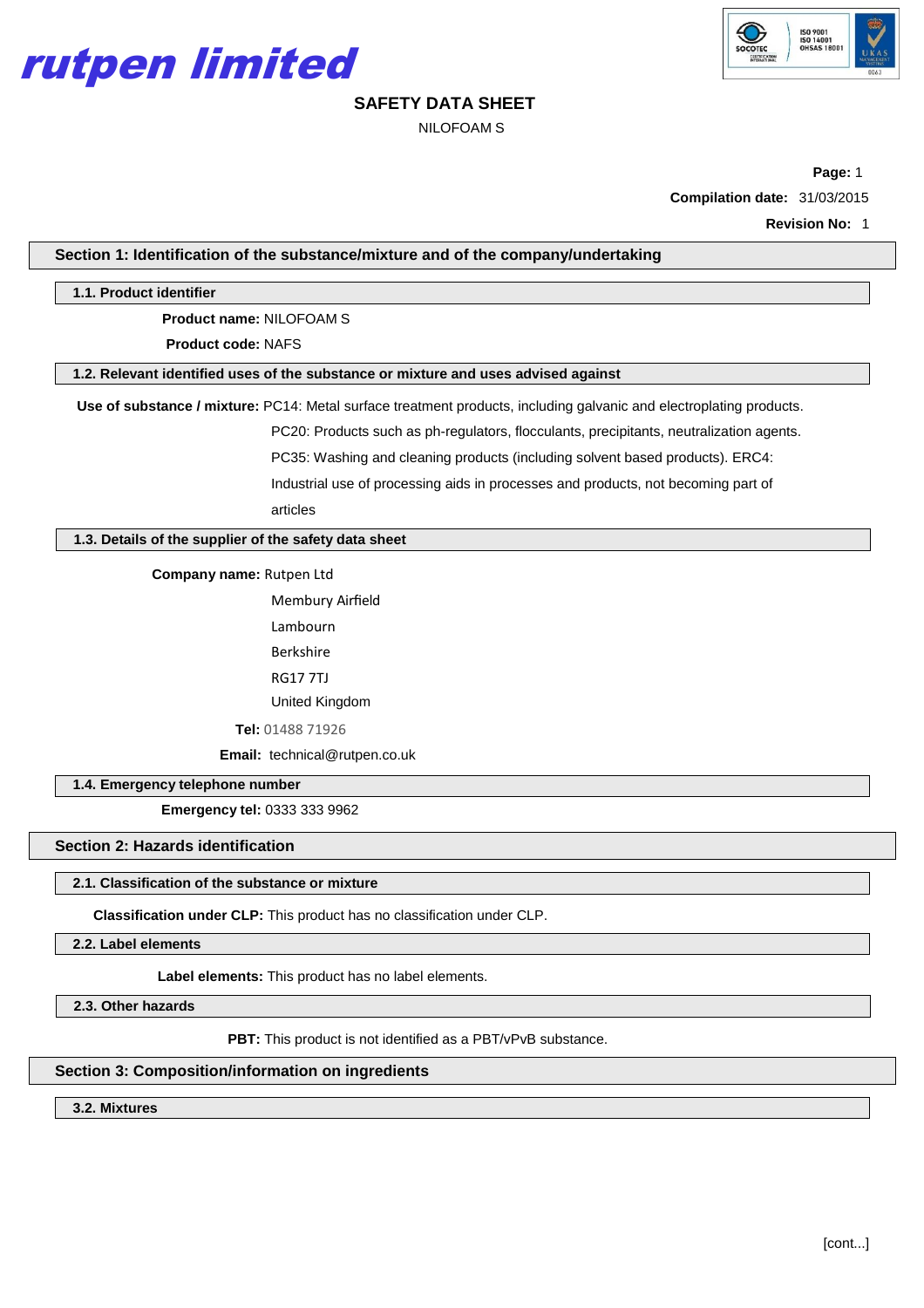rutpen limited

# SAFETY DATA SHEET

NILOFOAM S

**Compilation date:** 31/03/2015

**Revision No:** 1

## Section 1: Identification of the substance/mixture and of the company/undertaking

### 1.1. Product identifier

**Product name:** NILOFOAM S

**Product code:** NAFS

### 1.2. Relevant identified uses of the substance or mixture and uses advised against

**Use of substance / mixture:** PC14: Metal surface treatment products, including galvanic and electroplating products. PC20: Products such as ph-regulators, flocculants, precipitants, neutralization agents. PC35: Washing and cleaning products (including solvent based products). ERC4: Industrial use of processing aids in processes and products, not becoming part of articles

### 1.3. Details of the supplier of the safety data sheet

**Company name:** Rutpen Ltd

Membury Airfield

Lambourn

Berkshire

RG17 7TJ

United Kingdom

**Tel:** 01488 71926

**Email:** technical@rutpen.co.uk

### 1.4. Emergency telephone number

**Emergency tel:** 0333 333 9962

## Section 2: Hazards identification

### 2.1. Classification of the substance or mixture

**Classification under CLP:** This product has no classification under CLP.

### 2.2. Label elements

**Label elements:** This product has no label elements.

### 2.3. Other hazards

**PBT:** This product is not identified as a PBT/vPvB substance.

## Section 3: Composition/information on ingredients

### 3.2. Mixtures

[cont...]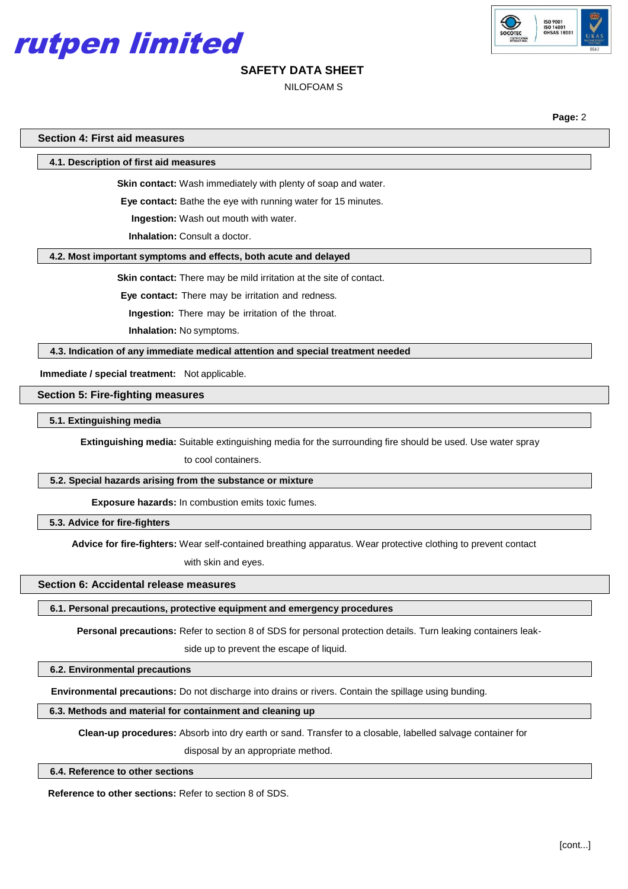## Section 4: First aid measures

### 4.1. Description of first aid measures

**Skin contact:** Wash immediately with plenty of soap and water.

**Eye contact:** Bathe the eye with running water for 15 minutes.

**Ingestion:** Wash out mouth with water.

**Inhalation:** Consult a doctor.

### 4.2. Most important symptoms and effects, both acute and delayed

**Skin contact:** There may be mild irritation at the site of contact.

**Eye contact:** There may be irritation and redness.

**Ingestion:** There may be irritation of the throat.

**Inhalation:** No symptoms.

### 4.3. Indication of any immediate medical attention and special treatment needed

**Immediate / special treatment:** Not applicable.

## Section 5: Fire-fighting measures

### 5.1. Extinguishing media

**Extinguishing media:** Suitable extinguishing media for the surrounding fire should be used. Use water spray to cool containers.

### 5.2. Special hazards arising from the substance or mixture

**Exposure hazards:** In combustion emits toxic fumes.

### 5.3. Advice for fire-fighters

**Advice for fire-fighters:** Wear self-contained breathing apparatus. Wear protective clothing to prevent contact with skin and eyes.

## Section 6: Accidental release measures

### 6.1. Personal precautions, protective equipment and emergency procedures

**Personal precautions:** Refer to section 8 of SDS for personal protection details. Turn leaking containers leak-side up to prevent the escape of liquid.

### 6.2. Environmental precautions

**Environmental precautions:** Do not discharge into drains or rivers. Contain the spillage using bunding.

### 6.3. Methods and material for containment and cleaning up

**Clean-up procedures:** Absorb into dry earth or sand. Transfer to a closable, labelled salvage container for disposal by an appropriate method.

### 6.4. Reference to other sections

**Reference to other sections:** Refer to section 8 of SDS.

[cont...]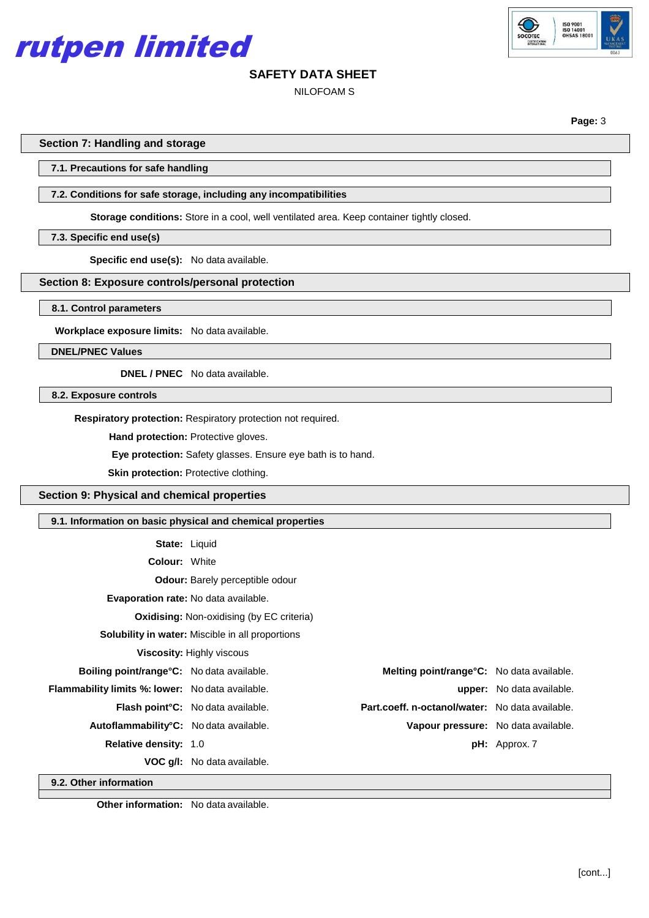## Section 7: Handling and storage

### 7.1. Precautions for safe handling

### 7.2. Conditions for safe storage, including any incompatibilities

**Storage conditions:** Store in a cool, well ventilated area. Keep container tightly closed.

### 7.3. Specific end use(s)

**Specific end use(s):** No data available.

## Section 8: Exposure controls/personal protection

### 8.1. Control parameters

**Workplace exposure limits:** No data available.

### DNEL/PNEC Values

**DNEL / PNEC** No data available.

### 8.2. Exposure controls

**Respiratory protection:** Respiratory protection not required.

**Hand protection:** Protective gloves.

**Eye protection:** Safety glasses. Ensure eye bath is to hand.

**Skin protection:** Protective clothing.

## Section 9: Physical and chemical properties

### 9.1. Information on basic physical and chemical properties

**State:** Liquid

**Colour:** White

**Odour:** Barely perceptible odour

**Evaporation rate:** No data available.

**Oxidising:** Non-oxidising (by EC criteria)

**Solubility in water:** Miscible in all proportions

**Viscosity:** Highly viscous

| | | | |
|---|---|---|---|
| **Boiling point/range°C:** | No data available. | **Melting point/range°C:** | No data available. |
| **Flammability limits %: lower:** | No data available. | **upper:** | No data available. |
| **Flash point°C:** | No data available. | **Part.coeff. n-octanol/water:** | No data available. |
| **Autoflammability°C:** | No data available. | **Vapour pressure:** | No data available. |
| **Relative density:** | 1.0 | **pH:** | Approx. 7 |
| **VOC g/l:** | No data available. | | |

### 9.2. Other information

**Other information:** No data available.

[cont...]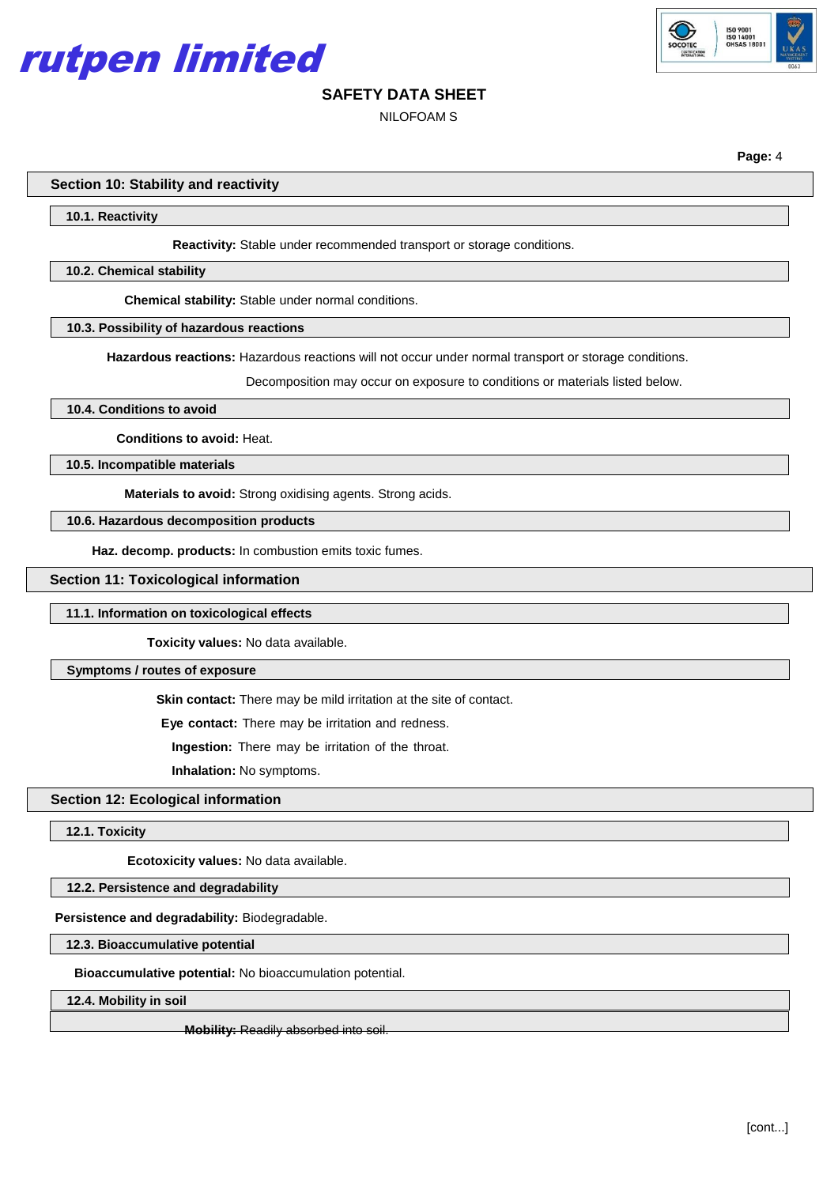## Section 10: Stability and reactivity

### 10.1. Reactivity

**Reactivity:** Stable under recommended transport or storage conditions.

### 10.2. Chemical stability

**Chemical stability:** Stable under normal conditions.

### 10.3. Possibility of hazardous reactions

**Hazardous reactions:** Hazardous reactions will not occur under normal transport or storage conditions.

Decomposition may occur on exposure to conditions or materials listed below.

### 10.4. Conditions to avoid

**Conditions to avoid:** Heat.

### 10.5. Incompatible materials

**Materials to avoid:** Strong oxidising agents. Strong acids.

### 10.6. Hazardous decomposition products

**Haz. decomp. products:** In combustion emits toxic fumes.

## Section 11: Toxicological information

### 11.1. Information on toxicological effects

**Toxicity values:** No data available.

### Symptoms / routes of exposure

**Skin contact:** There may be mild irritation at the site of contact.

**Eye contact:** There may be irritation and redness.

**Ingestion:** There may be irritation of the throat.

**Inhalation:** No symptoms.

## Section 12: Ecological information

### 12.1. Toxicity

**Ecotoxicity values:** No data available.

### 12.2. Persistence and degradability

**Persistence and degradability:** Biodegradable.

### 12.3. Bioaccumulative potential

**Bioaccumulative potential:** No bioaccumulation potential.

### 12.4. Mobility in soil

**Mobility:** Readily absorbed into soil.

[cont...]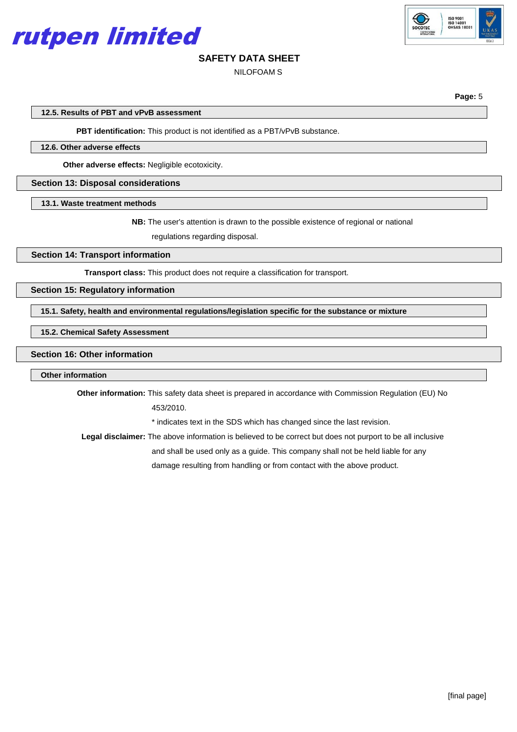#### 12.5. Results of PBT and vPvB assessment

**PBT identification:** This product is not identified as a PBT/vPvB substance.

#### 12.6. Other adverse effects

**Other adverse effects:** Negligible ecotoxicity.

## Section 13: Disposal considerations

#### 13.1. Waste treatment methods

**NB:** The user's attention is drawn to the possible existence of regional or national regulations regarding disposal.

## Section 14: Transport information

**Transport class:** This product does not require a classification for transport.

## Section 15: Regulatory information

#### 15.1. Safety, health and environmental regulations/legislation specific for the substance or mixture

#### 15.2. Chemical Safety Assessment

## Section 16: Other information

#### Other information

**Other information:** This safety data sheet is prepared in accordance with Commission Regulation (EU) No 453/2010.

* indicates text in the SDS which has changed since the last revision.

**Legal disclaimer:** The above information is believed to be correct but does not purport to be all inclusive and shall be used only as a guide. This company shall not be held liable for any damage resulting from handling or from contact with the above product.

[final page]